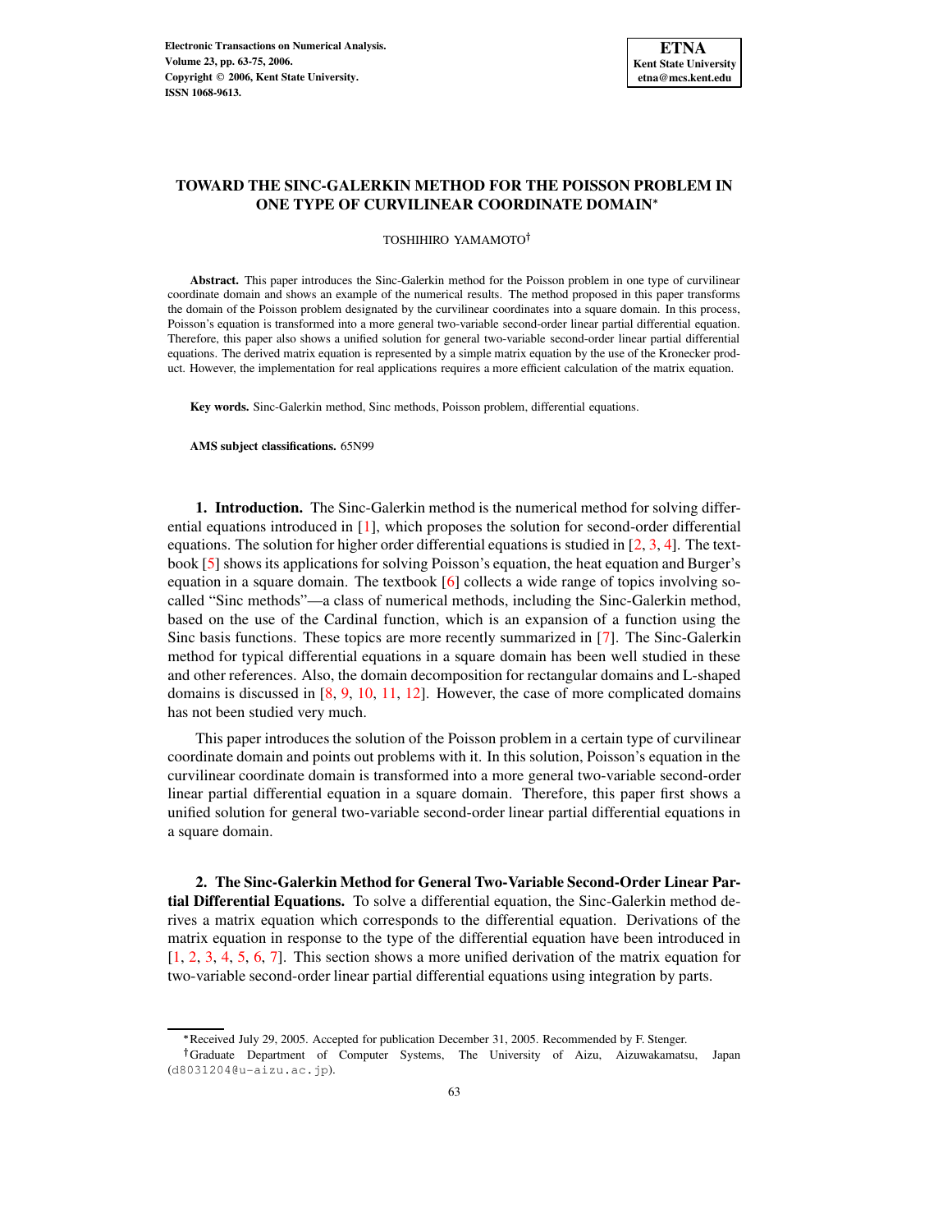# TOWARD THE SINC-GALERKIN METHOD FOR THE POISSON PROBLEM IN ONE TYPE OF CURVILINEAR COORDINATE DOMAIN*

TOSHIHIRO YAMAMOTO†

**Abstract.** This paper introduces the Sinc-Galerkin method for the Poisson problem in one type of curvilinear coordinate domain and shows an example of the numerical results. The method proposed in this paper transforms the domain of the Poisson problem designated by the curvilinear coordinates into a square domain. In this process, Poisson's equation is transformed into a more general two-variable second-order linear partial differential equation. Therefore, this paper also shows a unified solution for general two-variable second-order linear partial differential equations. The derived matrix equation is represented by a simple matrix equation by the use of the Kronecker product. However, the implementation for real applications requires a more efficient calculation of the matrix equation.

**Key words.** Sinc-Galerkin method, Sinc methods, Poisson problem, differential equations.

**AMS subject classifications.** 65N99

## 1. Introduction.

The Sinc-Galerkin method is the numerical method for solving differential equations introduced in [1], which proposes the solution for second-order differential equations. The solution for higher order differential equations is studied in [2, 3, 4]. The textbook [5] shows its applications for solving Poisson's equation, the heat equation and Burger's equation in a square domain. The textbook [6] collects a wide range of topics involving so-called "Sinc methods"—a class of numerical methods, including the Sinc-Galerkin method, based on the use of the Cardinal function, which is an expansion of a function using the Sinc basis functions. These topics are more recently summarized in [7]. The Sinc-Galerkin method for typical differential equations in a square domain has been well studied in these and other references. Also, the domain decomposition for rectangular domains and L-shaped domains is discussed in [8, 9, 10, 11, 12]. However, the case of more complicated domains has not been studied very much.

This paper introduces the solution of the Poisson problem in a certain type of curvilinear coordinate domain and points out problems with it. In this solution, Poisson's equation in the curvilinear coordinate domain is transformed into a more general two-variable second-order linear partial differential equation in a square domain. Therefore, this paper first shows a unified solution for general two-variable second-order linear partial differential equations in a square domain.

## 2. The Sinc-Galerkin Method for General Two-Variable Second-Order Linear Partial Differential Equations.

To solve a differential equation, the Sinc-Galerkin method derives a matrix equation which corresponds to the differential equation. Derivations of the matrix equation in response to the type of the differential equation have been introduced in [1, 2, 3, 4, 5, 6, 7]. This section shows a more unified derivation of the matrix equation for two-variable second-order linear partial differential equations using integration by parts.

*Received July 29, 2005. Accepted for publication December 31, 2005. Recommended by F. Stenger.

†Graduate Department of Computer Systems, The University of Aizu, Aizuwakamatsu, Japan (d8031204@u-aizu.ac.jp).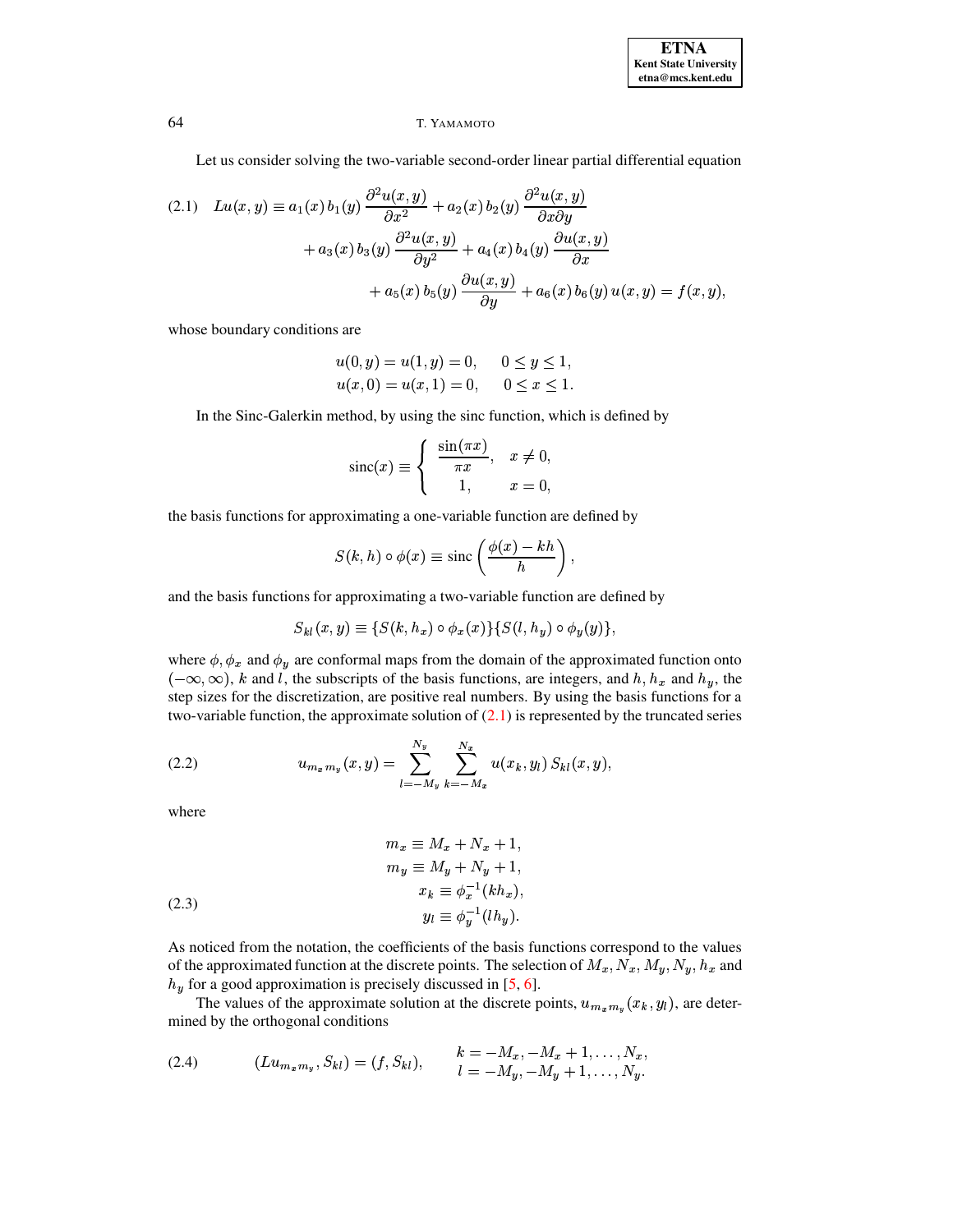Let us consider solving the two-variable second-order linear partial differential equation

$$
\begin{aligned}
Lu(x,y) \equiv a_1(x)\,b_1(y)\,\frac{\partial^2 u(x,y)}{\partial x^2} + a_2(x)\,b_2(y)\,\frac{\partial^2 u(x,y)}{\partial x \partial y} \\
+ a_3(x)\,b_3(y)\,\frac{\partial^2 u(x,y)}{\partial y^2} + a_4(x)\,b_4(y)\,\frac{\partial u(x,y)}{\partial x} \\
+ a_5(x)\,b_5(y)\,\frac{\partial u(x,y)}{\partial y} + a_6(x)\,b_6(y)\,u(x,y) = f(x,y),
\end{aligned}
\tag{2.1}
$$

whose boundary conditions are

$$
\begin{aligned}
u(0,y) = u(1,y) = 0, &\quad 0 \le y \le 1, \\
u(x,0) = u(x,1) = 0, &\quad 0 \le x \le 1.
\end{aligned}
$$

In the Sinc-Galerkin method, by using the sinc function, which is defined by

$$
\operatorname{sinc}(x) \equiv \begin{cases} \dfrac{\sin(\pi x)}{\pi x}, & x \ne 0, \\ 1, & x = 0, \end{cases}
$$

the basis functions for approximating a one-variable function are defined by

$$
S(k,h) \circ \phi(x) \equiv \operatorname{sinc}\left(\frac{\phi(x) - kh}{h}\right),
$$

and the basis functions for approximating a two-variable function are defined by

$$
S_{kl}(x,y) \equiv \{S(k,h_x) \circ \phi_x(x)\}\{S(l,h_y) \circ \phi_y(y)\},
$$

where $\phi, \phi_x$ and $\phi_y$ are conformal maps from the domain of the approximated function onto $(-\infty, \infty)$, $k$ and $l$, the subscripts of the basis functions, are integers, and $h, h_x$ and $h_y$, the step sizes for the discretization, are positive real numbers. By using the basis functions for a two-variable function, the approximate solution of (2.1) is represented by the truncated series

$$
u_{m_x m_y}(x,y) = \sum_{l=-M_y}^{N_y} \sum_{k=-M_x}^{N_x} u(x_k, y_l)\, S_{kl}(x,y),
\tag{2.2}
$$

where

$$
\begin{aligned}
m_x &\equiv M_x + N_x + 1, \\
m_y &\equiv M_y + N_y + 1, \\
x_k &\equiv \phi_x^{-1}(kh_x), \\
y_l &\equiv \phi_y^{-1}(lh_y).
\end{aligned}
\tag{2.3}
$$

As noticed from the notation, the coefficients of the basis functions correspond to the values of the approximated function at the discrete points. The selection of $M_x, N_x, M_y, N_y, h_x$ and $h_y$ for a good approximation is precisely discussed in [5, 6].

The values of the approximate solution at the discrete points, $u_{m_x m_y}(x_k, y_l)$, are determined by the orthogonal conditions

$$
(Lu_{m_x m_y}, S_{kl}) = (f, S_{kl}), \qquad \begin{aligned} k &= -M_x, -M_x + 1, \ldots, N_x, \\ l &= -M_y, -M_y + 1, \ldots, N_y. \end{aligned}
\tag{2.4}
$$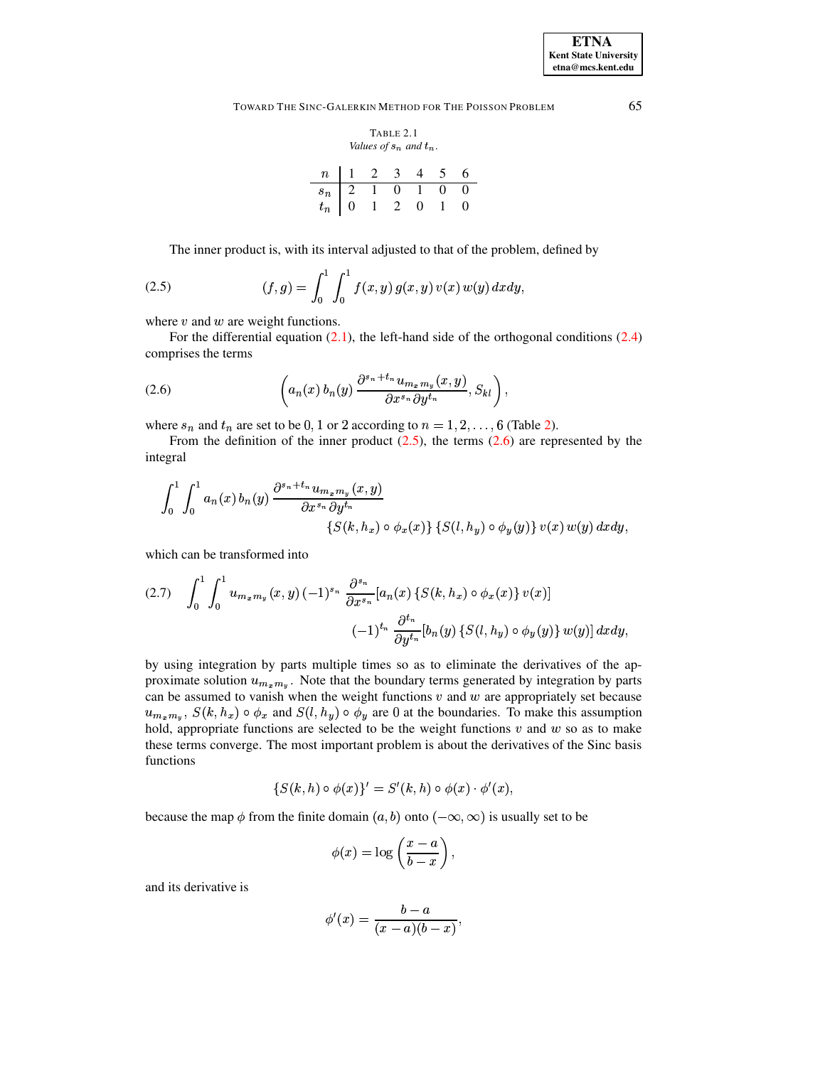TABLE 2.1
*Values of $s_n$ and $t_n$.*

| $n$ | 1 | 2 | 3 | 4 | 5 | 6 |
|---|---|---|---|---|---|---|
| $s_n$ | 2 | 1 | 0 | 1 | 0 | 0 |
| $t_n$ | 0 | 1 | 2 | 0 | 1 | 0 |

The inner product is, with its interval adjusted to that of the problem, defined by

$$(f, g) = \int_0^1 \int_0^1 f(x, y)\, g(x, y)\, v(x)\, w(y)\, dxdy, \tag{2.5}$$

where $v$ and $w$ are weight functions.

For the differential equation (2.1), the left-hand side of the orthogonal conditions (2.4) comprises the terms

$$\left( a_n(x)\, b_n(y)\, \frac{\partial^{s_n + t_n} u_{m_x m_y}(x, y)}{\partial x^{s_n} \partial y^{t_n}}, S_{kl} \right), \tag{2.6}$$

where $s_n$ and $t_n$ are set to be $0, 1$ or $2$ according to $n = 1, 2, \ldots, 6$ (Table 2).

From the definition of the inner product (2.5), the terms (2.6) are represented by the integral

$$\int_0^1 \int_0^1 a_n(x)\, b_n(y)\, \frac{\partial^{s_n + t_n} u_{m_x m_y}(x, y)}{\partial x^{s_n} \partial y^{t_n}} \{S(k, h_x) \circ \phi_x(x)\} \{S(l, h_y) \circ \phi_y(y)\}\, v(x)\, w(y)\, dxdy,$$

which can be transformed into

$$\int_0^1 \int_0^1 u_{m_x m_y}(x, y)\, (-1)^{s_n}\, \frac{\partial^{s_n}}{\partial x^{s_n}} [a_n(x)\, \{S(k, h_x) \circ \phi_x(x)\}\, v(x)] \, (-1)^{t_n}\, \frac{\partial^{t_n}}{\partial y^{t_n}} [b_n(y)\, \{S(l, h_y) \circ \phi_y(y)\}\, w(y)]\, dxdy, \tag{2.7}$$

by using integration by parts multiple times so as to eliminate the derivatives of the approximate solution $u_{m_x m_y}$. Note that the boundary terms generated by integration by parts can be assumed to vanish when the weight functions $v$ and $w$ are appropriately set because $u_{m_x m_y}$, $S(k, h_x) \circ \phi_x$ and $S(l, h_y) \circ \phi_y$ are 0 at the boundaries. To make this assumption hold, appropriate functions are selected to be the weight functions $v$ and $w$ so as to make these terms converge. The most important problem is about the derivatives of the Sinc basis functions

$$\{S(k, h) \circ \phi(x)\}' = S'(k, h) \circ \phi(x) \cdot \phi'(x),$$

because the map $\phi$ from the finite domain $(a, b)$ onto $(-\infty, \infty)$ is usually set to be

$$\phi(x) = \log\left(\frac{x - a}{b - x}\right),$$

and its derivative is

$$\phi'(x) = \frac{b - a}{(x - a)(b - x)},$$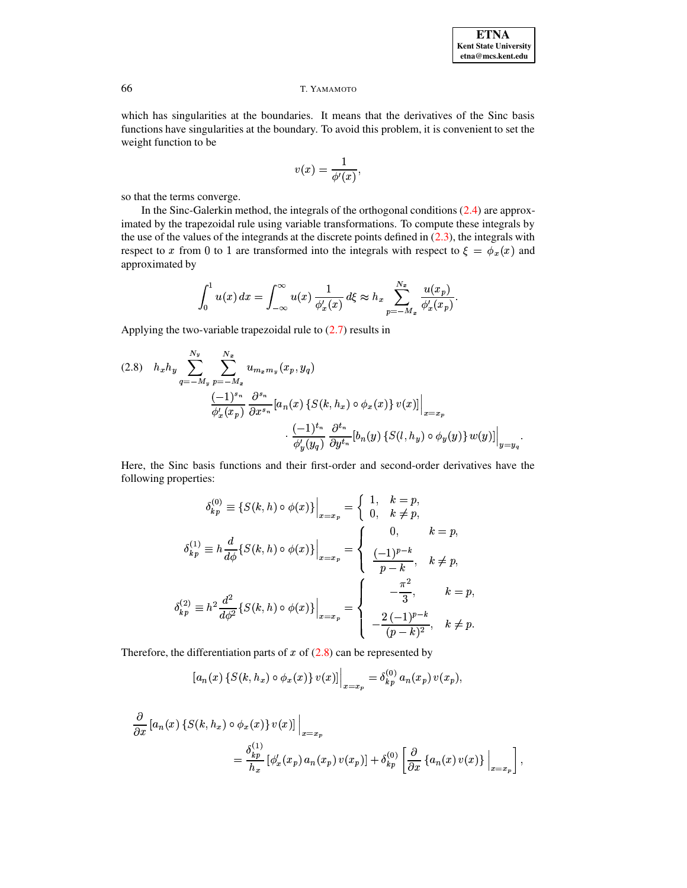which has singularities at the boundaries. It means that the derivatives of the Sinc basis functions have singularities at the boundary. To avoid this problem, it is convenient to set the weight function to be

$$v(x) = \frac{1}{\phi'(x)},$$

so that the terms converge.

In the Sinc-Galerkin method, the integrals of the orthogonal conditions (2.4) are approximated by the trapezoidal rule using variable transformations. To compute these integrals by the use of the values of the integrands at the discrete points defined in (2.3), the integrals with respect to $x$ from 0 to 1 are transformed into the integrals with respect to $\xi = \phi_x(x)$ and approximated by

$$\int_0^1 u(x)\,dx = \int_{-\infty}^{\infty} u(x)\,\frac{1}{\phi_x'(x)}\,d\xi \approx h_x \sum_{p=-M_x}^{N_x} \frac{u(x_p)}{\phi_x'(x_p)}.$$

Applying the two-variable trapezoidal rule to (2.7) results in

$$(2.8)\quad h_x h_y \sum_{q=-M_y}^{N_y} \sum_{p=-M_x}^{N_x} u_{m_x m_y}(x_p, y_q) \\ \frac{(-1)^{s_n}}{\phi_x'(x_p)}\,\frac{\partial^{s_n}}{\partial x^{s_n}}[a_n(x)\,\{S(k,h_x)\circ\phi_x(x)\}\,v(x)]\Big|_{x=x_p} \\ \cdot\,\frac{(-1)^{t_n}}{\phi_y'(y_q)}\,\frac{\partial^{t_n}}{\partial y^{t_n}}[b_n(y)\,\{S(l,h_y)\circ\phi_y(y)\}\,w(y)]\Big|_{y=y_q}.$$

Here, the Sinc basis functions and their first-order and second-order derivatives have the following properties:

$$\delta_{kp}^{(0)} \equiv \{S(k,h)\circ\phi(x)\}\Big|_{x=x_p} = \begin{cases} 1, & k=p, \\ 0, & k\neq p, \end{cases}$$

$$\delta_{kp}^{(1)} \equiv h\frac{d}{d\phi}\{S(k,h)\circ\phi(x)\}\Big|_{x=x_p} = \begin{cases} 0, & k=p, \\ \dfrac{(-1)^{p-k}}{p-k}, & k\neq p, \end{cases}$$

$$\delta_{kp}^{(2)} \equiv h^2\frac{d^2}{d\phi^2}\{S(k,h)\circ\phi(x)\}\Big|_{x=x_p} = \begin{cases} -\dfrac{\pi^2}{3}, & k=p, \\ -\dfrac{2\,(-1)^{p-k}}{(p-k)^2}, & k\neq p. \end{cases}$$

Therefore, the differentiation parts of $x$ of (2.8) can be represented by

$$[a_n(x)\,\{S(k,h_x)\circ\phi_x(x)\}\,v(x)]\Big|_{x=x_p} = \delta_{kp}^{(0)}\,a_n(x_p)\,v(x_p),$$

$$\frac{\partial}{\partial x}\,[a_n(x)\,\{S(k,h_x)\circ\phi_x(x)\}\,v(x)]\Big|_{x=x_p} \\ = \frac{\delta_{kp}^{(1)}}{h_x}\,[\phi_x'(x_p)\,a_n(x_p)\,v(x_p)] + \delta_{kp}^{(0)}\left[\frac{\partial}{\partial x}\,\{a_n(x)\,v(x)\}\Big|_{x=x_p}\right],$$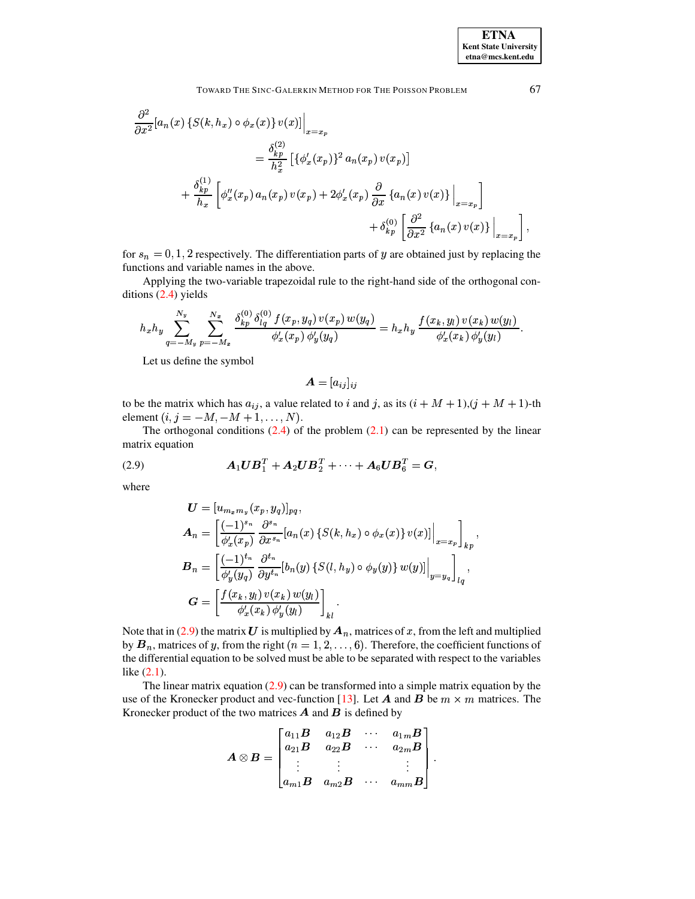$$
\begin{aligned}
\frac{\partial^2}{\partial x^2}&[a_n(x)\,\{S(k,h_x)\circ\phi_x(x)\}\,v(x)]\Big|_{x=x_p} \\
&= \frac{\delta_{kp}^{(2)}}{h_x^2}\left[\{\phi_x'(x_p)\}^2\,a_n(x_p)\,v(x_p)\right] \\
&+ \frac{\delta_{kp}^{(1)}}{h_x}\left[\phi_x''(x_p)\,a_n(x_p)\,v(x_p) + 2\phi_x'(x_p)\,\frac{\partial}{\partial x}\{a_n(x)\,v(x)\}\Big|_{x=x_p}\right] \\
&+ \delta_{kp}^{(0)}\left[\frac{\partial^2}{\partial x^2}\{a_n(x)\,v(x)\}\Big|_{x=x_p}\right],
\end{aligned}
$$

for $s_n = 0, 1, 2$ respectively. The differentiation parts of $y$ are obtained just by replacing the functions and variable names in the above.

Applying the two-variable trapezoidal rule to the right-hand side of the orthogonal conditions (2.4) yields

$$
h_x h_y \sum_{q=-M_y}^{N_y}\sum_{p=-M_x}^{N_x} \frac{\delta_{kp}^{(0)}\,\delta_{lq}^{(0)}\,f(x_p,y_q)\,v(x_p)\,w(y_q)}{\phi_x'(x_p)\,\phi_y'(y_q)} = h_x h_y\,\frac{f(x_k,y_l)\,v(x_k)\,w(y_l)}{\phi_x'(x_k)\,\phi_y'(y_l)}.
$$

Let us define the symbol

$$
\boldsymbol{A} = [a_{ij}]_{ij}
$$

to be the matrix which has $a_{ij}$, a value related to $i$ and $j$, as its $(i+M+1)$,$(j+M+1)$-th element $(i,j = -M, -M+1, \ldots, N)$.

The orthogonal conditions (2.4) of the problem (2.1) can be represented by the linear matrix equation

$$
\boldsymbol{A}_1\boldsymbol{U}\boldsymbol{B}_1^T + \boldsymbol{A}_2\boldsymbol{U}\boldsymbol{B}_2^T + \cdots + \boldsymbol{A}_6\boldsymbol{U}\boldsymbol{B}_6^T = \boldsymbol{G}, \tag{2.9}
$$

where

$$
\begin{aligned}
\boldsymbol{U} &= [u_{m_x m_y}(x_p,y_q)]_{pq}, \\
\boldsymbol{A}_n &= \left[\frac{(-1)^{s_n}}{\phi_x'(x_p)}\,\frac{\partial^{s_n}}{\partial x^{s_n}}[a_n(x)\,\{S(k,h_x)\circ\phi_x(x)\}\,v(x)]\Big|_{x=x_p}\right]_{kp}, \\
\boldsymbol{B}_n &= \left[\frac{(-1)^{t_n}}{\phi_y'(y_q)}\,\frac{\partial^{t_n}}{\partial y^{t_n}}[b_n(y)\,\{S(l,h_y)\circ\phi_y(y)\}\,w(y)]\Big|_{y=y_q}\right]_{lq}, \\
\boldsymbol{G} &= \left[\frac{f(x_k,y_l)\,v(x_k)\,w(y_l)}{\phi_x'(x_k)\,\phi_y'(y_l)}\right]_{kl}.
\end{aligned}
$$

Note that in (2.9) the matrix $\boldsymbol{U}$ is multiplied by $\boldsymbol{A}_n$, matrices of $x$, from the left and multiplied by $\boldsymbol{B}_n$, matrices of $y$, from the right $(n = 1, 2, \ldots, 6)$. Therefore, the coefficient functions of the differential equation to be solved must be able to be separated with respect to the variables like (2.1).

The linear matrix equation (2.9) can be transformed into a simple matrix equation by the use of the Kronecker product and vec-function [13]. Let $\boldsymbol{A}$ and $\boldsymbol{B}$ be $m \times m$ matrices. The Kronecker product of the two matrices $\boldsymbol{A}$ and $\boldsymbol{B}$ is defined by

$$
\boldsymbol{A}\otimes\boldsymbol{B} = \begin{bmatrix} a_{11}\boldsymbol{B} & a_{12}\boldsymbol{B} & \cdots & a_{1m}\boldsymbol{B} \\ a_{21}\boldsymbol{B} & a_{22}\boldsymbol{B} & \cdots & a_{2m}\boldsymbol{B} \\ \vdots & \vdots & & \vdots \\ a_{m1}\boldsymbol{B} & a_{m2}\boldsymbol{B} & \cdots & a_{mm}\boldsymbol{B} \end{bmatrix}.
$$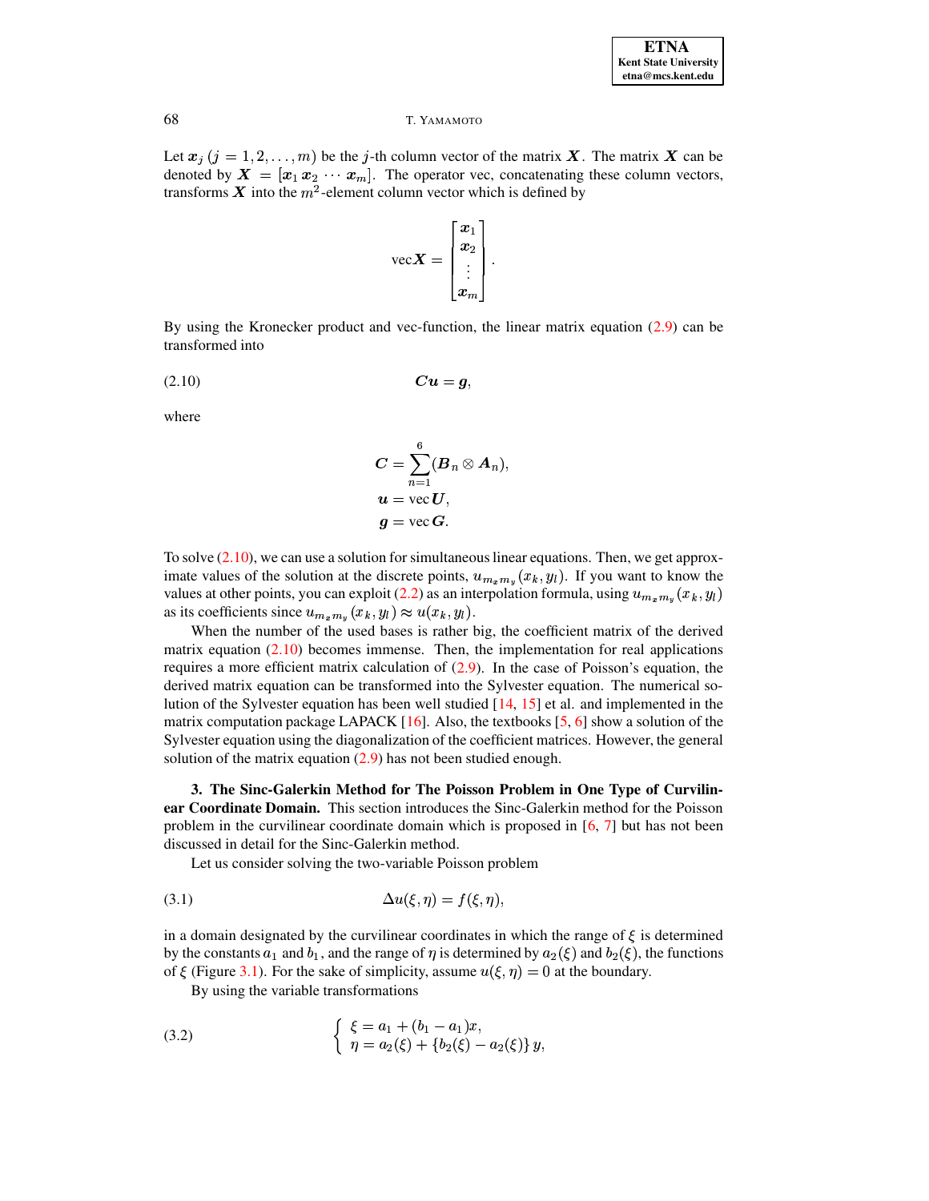Let $\boldsymbol{x}_j$ $(j = 1, 2, \ldots, m)$ be the $j$-th column vector of the matrix $\boldsymbol{X}$. The matrix $\boldsymbol{X}$ can be denoted by $\boldsymbol{X} = [\boldsymbol{x}_1\, \boldsymbol{x}_2\, \cdots\, \boldsymbol{x}_m]$. The operator vec, concatenating these column vectors, transforms $\boldsymbol{X}$ into the $m^2$-element column vector which is defined by

$$\mathrm{vec}\boldsymbol{X} = \begin{bmatrix} \boldsymbol{x}_1 \\ \boldsymbol{x}_2 \\ \vdots \\ \boldsymbol{x}_m \end{bmatrix}.$$

By using the Kronecker product and vec-function, the linear matrix equation (2.9) can be transformed into

$$\boldsymbol{C}\boldsymbol{u} = \boldsymbol{g}, \tag{2.10}$$

where

$$\begin{aligned} \boldsymbol{C} &= \sum_{n=1}^{6} (\boldsymbol{B}_n \otimes \boldsymbol{A}_n), \\ \boldsymbol{u} &= \mathrm{vec}\,\boldsymbol{U}, \\ \boldsymbol{g} &= \mathrm{vec}\,\boldsymbol{G}. \end{aligned}$$

To solve (2.10), we can use a solution for simultaneous linear equations. Then, we get approximate values of the solution at the discrete points, $u_{m_x m_y}(x_k, y_l)$. If you want to know the values at other points, you can exploit (2.2) as an interpolation formula, using $u_{m_x m_y}(x_k, y_l)$ as its coefficients since $u_{m_x m_y}(x_k, y_l) \approx u(x_k, y_l)$.

When the number of the used bases is rather big, the coefficient matrix of the derived matrix equation (2.10) becomes immense. Then, the implementation for real applications requires a more efficient matrix calculation of (2.9). In the case of Poisson's equation, the derived matrix equation can be transformed into the Sylvester equation. The numerical solution of the Sylvester equation has been well studied [14, 15] et al. and implemented in the matrix computation package LAPACK [16]. Also, the textbooks [5, 6] show a solution of the Sylvester equation using the diagonalization of the coefficient matrices. However, the general solution of the matrix equation (2.9) has not been studied enough.

## 3. The Sinc-Galerkin Method for The Poisson Problem in One Type of Curvilinear Coordinate Domain.

This section introduces the Sinc-Galerkin method for the Poisson problem in the curvilinear coordinate domain which is proposed in [6, 7] but has not been discussed in detail for the Sinc-Galerkin method.

Let us consider solving the two-variable Poisson problem

$$\Delta u(\xi, \eta) = f(\xi, \eta), \tag{3.1}$$

in a domain designated by the curvilinear coordinates in which the range of $\xi$ is determined by the constants $a_1$ and $b_1$, and the range of $\eta$ is determined by $a_2(\xi)$ and $b_2(\xi)$, the functions of $\xi$ (Figure 3.1). For the sake of simplicity, assume $u(\xi, \eta) = 0$ at the boundary.

By using the variable transformations

$$\left\{ \begin{array}{l} \xi = a_1 + (b_1 - a_1)x, \\ \eta = a_2(\xi) + \{b_2(\xi) - a_2(\xi)\}\, y, \end{array} \right. \tag{3.2}$$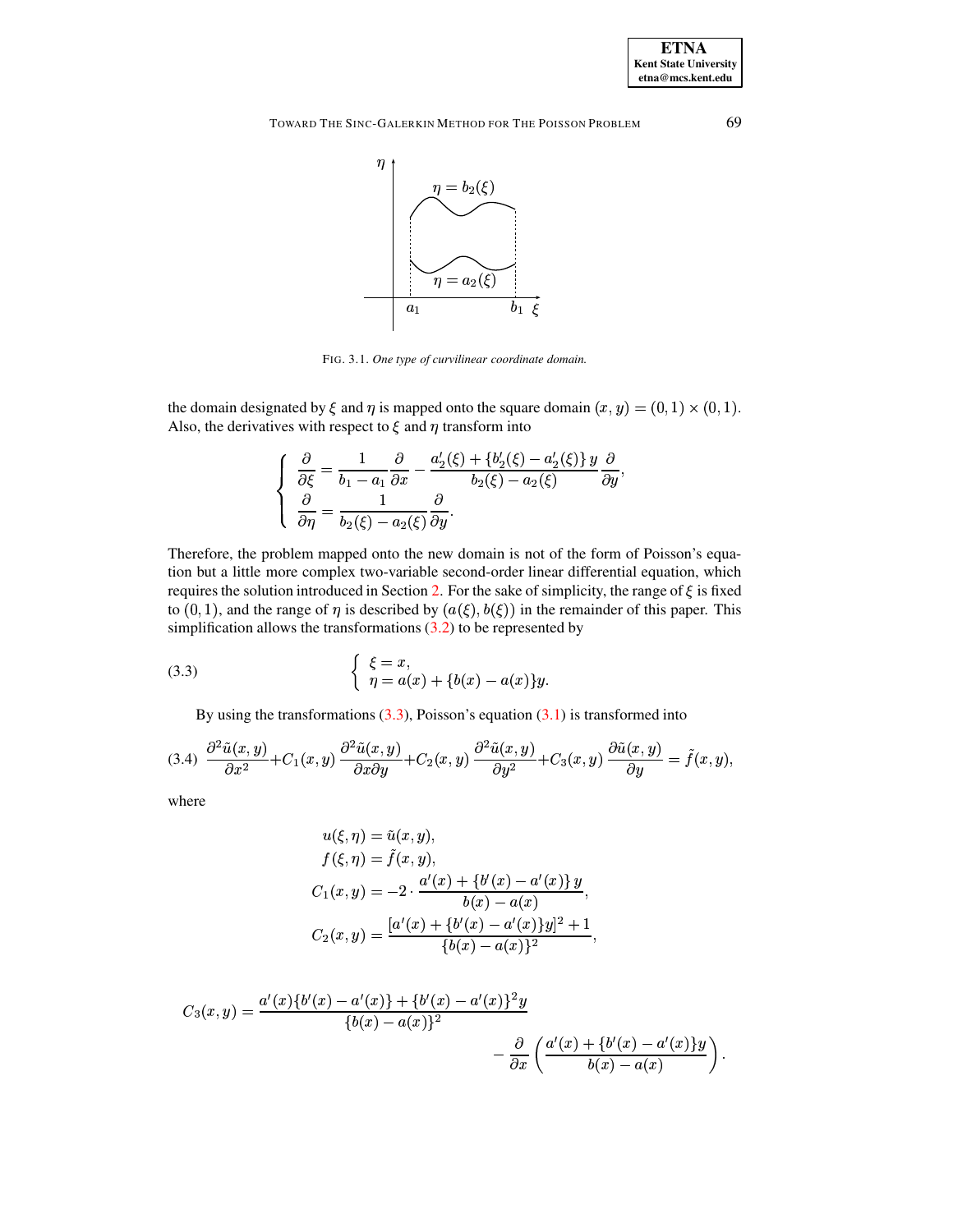FIG. 3.1. *One type of curvilinear coordinate domain.*

the domain designated by $\xi$ and $\eta$ is mapped onto the square domain $(x, y) = (0, 1) \times (0, 1)$. Also, the derivatives with respect to $\xi$ and $\eta$ transform into

$$\left\{ \begin{array}{l} \dfrac{\partial}{\partial \xi} = \dfrac{1}{b_1 - a_1} \dfrac{\partial}{\partial x} - \dfrac{a_2'(\xi) + \{b_2'(\xi) - a_2'(\xi)\}\, y}{b_2(\xi) - a_2(\xi)} \dfrac{\partial}{\partial y}, \\ \dfrac{\partial}{\partial \eta} = \dfrac{1}{b_2(\xi) - a_2(\xi)} \dfrac{\partial}{\partial y}. \end{array} \right.$$

Therefore, the problem mapped onto the new domain is not of the form of Poisson's equation but a little more complex two-variable second-order linear differential equation, which requires the solution introduced in Section 2. For the sake of simplicity, the range of $\xi$ is fixed to $(0, 1)$, and the range of $\eta$ is described by $(a(\xi), b(\xi))$ in the remainder of this paper. This simplification allows the transformations (3.2) to be represented by

$$\left\{ \begin{array}{l} \xi = x, \\ \eta = a(x) + \{b(x) - a(x)\} y. \end{array} \right. \tag{3.3}$$

By using the transformations (3.3), Poisson's equation (3.1) is transformed into

$$\frac{\partial^2 \tilde{u}(x, y)}{\partial x^2} + C_1(x, y) \frac{\partial^2 \tilde{u}(x, y)}{\partial x \partial y} + C_2(x, y) \frac{\partial^2 \tilde{u}(x, y)}{\partial y^2} + C_3(x, y) \frac{\partial \tilde{u}(x, y)}{\partial y} = \tilde{f}(x, y), \tag{3.4}$$

where

$$\begin{aligned} u(\xi, \eta) &= \tilde{u}(x, y), \\ f(\xi, \eta) &= \tilde{f}(x, y), \\ C_1(x, y) &= -2 \cdot \frac{a'(x) + \{b'(x) - a'(x)\}\, y}{b(x) - a(x)}, \\ C_2(x, y) &= \frac{[a'(x) + \{b'(x) - a'(x)\} y]^2 + 1}{\{b(x) - a(x)\}^2}, \end{aligned}$$

$$C_3(x, y) = \frac{a'(x)\{b'(x) - a'(x)\} + \{b'(x) - a'(x)\}^2 y}{\{b(x) - a(x)\}^2} - \frac{\partial}{\partial x} \left( \frac{a'(x) + \{b'(x) - a'(x)\} y}{b(x) - a(x)} \right).$$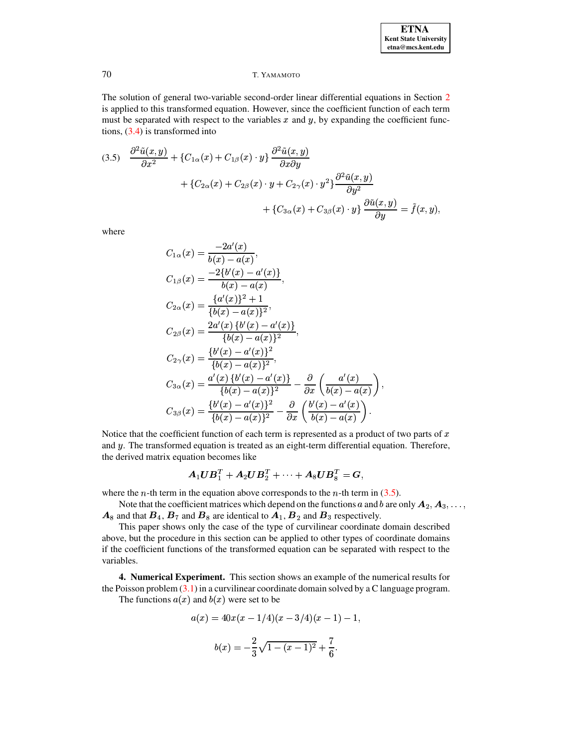The solution of general two-variable second-order linear differential equations in Section 2 is applied to this transformed equation. However, since the coefficient function of each term must be separated with respect to the variables $x$ and $y$, by expanding the coefficient functions, (3.4) is transformed into

$$
\begin{aligned}
(3.5)\quad \frac{\partial^2 \tilde{u}(x,y)}{\partial x^2} &+ \{C_{1\alpha}(x) + C_{1\beta}(x)\cdot y\}\,\frac{\partial^2 \tilde{u}(x,y)}{\partial x \partial y} \\
&+ \{C_{2\alpha}(x) + C_{2\beta}(x)\cdot y + C_{2\gamma}(x)\cdot y^2\}\frac{\partial^2 \tilde{u}(x,y)}{\partial y^2} \\
&\qquad + \{C_{3\alpha}(x) + C_{3\beta}(x)\cdot y\}\,\frac{\partial \tilde{u}(x,y)}{\partial y} = \tilde{f}(x,y),
\end{aligned}
$$

where

$$
\begin{aligned}
C_{1\alpha}(x) &= \frac{-2a'(x)}{b(x)-a(x)},\\
C_{1\beta}(x) &= \frac{-2\{b'(x)-a'(x)\}}{b(x)-a(x)},\\
C_{2\alpha}(x) &= \frac{\{a'(x)\}^2+1}{\{b(x)-a(x)\}^2},\\
C_{2\beta}(x) &= \frac{2a'(x)\,\{b'(x)-a'(x)\}}{\{b(x)-a(x)\}^2},\\
C_{2\gamma}(x) &= \frac{\{b'(x)-a'(x)\}^2}{\{b(x)-a(x)\}^2},\\
C_{3\alpha}(x) &= \frac{a'(x)\,\{b'(x)-a'(x)\}}{\{b(x)-a(x)\}^2} - \frac{\partial}{\partial x}\left(\frac{a'(x)}{b(x)-a(x)}\right),\\
C_{3\beta}(x) &= \frac{\{b'(x)-a'(x)\}^2}{\{b(x)-a(x)\}^2} - \frac{\partial}{\partial x}\left(\frac{b'(x)-a'(x)}{b(x)-a(x)}\right).
\end{aligned}
$$

Notice that the coefficient function of each term is represented as a product of two parts of $x$ and $y$. The transformed equation is treated as an eight-term differential equation. Therefore, the derived matrix equation becomes like

$$
\boldsymbol{A}_1\boldsymbol{U}\boldsymbol{B}_1^T + \boldsymbol{A}_2\boldsymbol{U}\boldsymbol{B}_2^T + \cdots + \boldsymbol{A}_8\boldsymbol{U}\boldsymbol{B}_8^T = \boldsymbol{G},
$$

where the $n$-th term in the equation above corresponds to the $n$-th term in (3.5).

Note that the coefficient matrices which depend on the functions $a$ and $b$ are only $\boldsymbol{A}_2, \boldsymbol{A}_3, \ldots, \boldsymbol{A}_8$ and that $\boldsymbol{B}_4$, $\boldsymbol{B}_7$ and $\boldsymbol{B}_8$ are identical to $\boldsymbol{A}_1$, $\boldsymbol{B}_2$ and $\boldsymbol{B}_3$ respectively.

This paper shows only the case of the type of curvilinear coordinate domain described above, but the procedure in this section can be applied to other types of coordinate domains if the coefficient functions of the transformed equation can be separated with respect to the variables.

**4. Numerical Experiment.** This section shows an example of the numerical results for the Poisson problem (3.1) in a curvilinear coordinate domain solved by a C language program.

The functions $a(x)$ and $b(x)$ were set to be

$$
a(x) = 40x(x-1/4)(x-3/4)(x-1) - 1,
$$

$$
b(x) = -\frac{2}{3}\sqrt{1-(x-1)^2} + \frac{7}{6}.
$$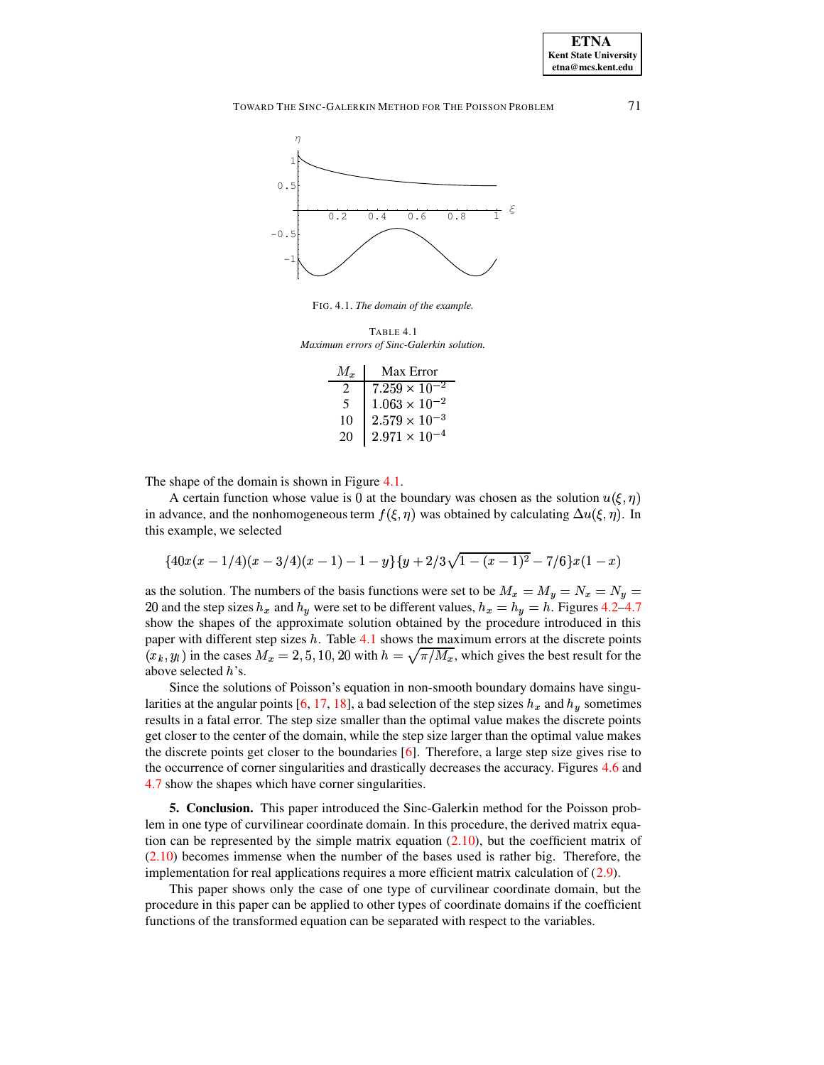FIG. 4.1. *The domain of the example.*

TABLE 4.1
*Maximum errors of Sinc-Galerkin solution.*

| $M_x$ | Max Error |
|---|---|
| 2 | $7.259 \times 10^{-2}$ |
| 5 | $1.063 \times 10^{-2}$ |
| 10 | $2.579 \times 10^{-3}$ |
| 20 | $2.971 \times 10^{-4}$ |

The shape of the domain is shown in Figure 4.1.

A certain function whose value is 0 at the boundary was chosen as the solution $u(\xi, \eta)$ in advance, and the nonhomogeneous term $f(\xi, \eta)$ was obtained by calculating $\Delta u(\xi, \eta)$. In this example, we selected

$$\{40x(x-1/4)(x-3/4)(x-1) - 1 - y\}\{y + 2/3\sqrt{1-(x-1)^2} - 7/6\}x(1-x)$$

as the solution. The numbers of the basis functions were set to be $M_x = M_y = N_x = N_y = 20$ and the step sizes $h_x$ and $h_y$ were set to be different values, $h_x = h_y = h$. Figures 4.2–4.7 show the shapes of the approximate solution obtained by the procedure introduced in this paper with different step sizes $h$. Table 4.1 shows the maximum errors at the discrete points $(x_k, y_l)$ in the cases $M_x = 2, 5, 10, 20$ with $h = \sqrt{\pi/M_x}$, which gives the best result for the above selected $h$'s.

Since the solutions of Poisson's equation in non-smooth boundary domains have singularities at the angular points [6, 17, 18], a bad selection of the step sizes $h_x$ and $h_y$ sometimes results in a fatal error. The step size smaller than the optimal value makes the discrete points get closer to the center of the domain, while the step size larger than the optimal value makes the discrete points get closer to the boundaries [6]. Therefore, a large step size gives rise to the occurrence of corner singularities and drastically decreases the accuracy. Figures 4.6 and 4.7 show the shapes which have corner singularities.

**5. Conclusion.** This paper introduced the Sinc-Galerkin method for the Poisson problem in one type of curvilinear coordinate domain. In this procedure, the derived matrix equation can be represented by the simple matrix equation (2.10), but the coefficient matrix of (2.10) becomes immense when the number of the bases used is rather big. Therefore, the implementation for real applications requires a more efficient matrix calculation of (2.9).

This paper shows only the case of one type of curvilinear coordinate domain, but the procedure in this paper can be applied to other types of coordinate domains if the coefficient functions of the transformed equation can be separated with respect to the variables.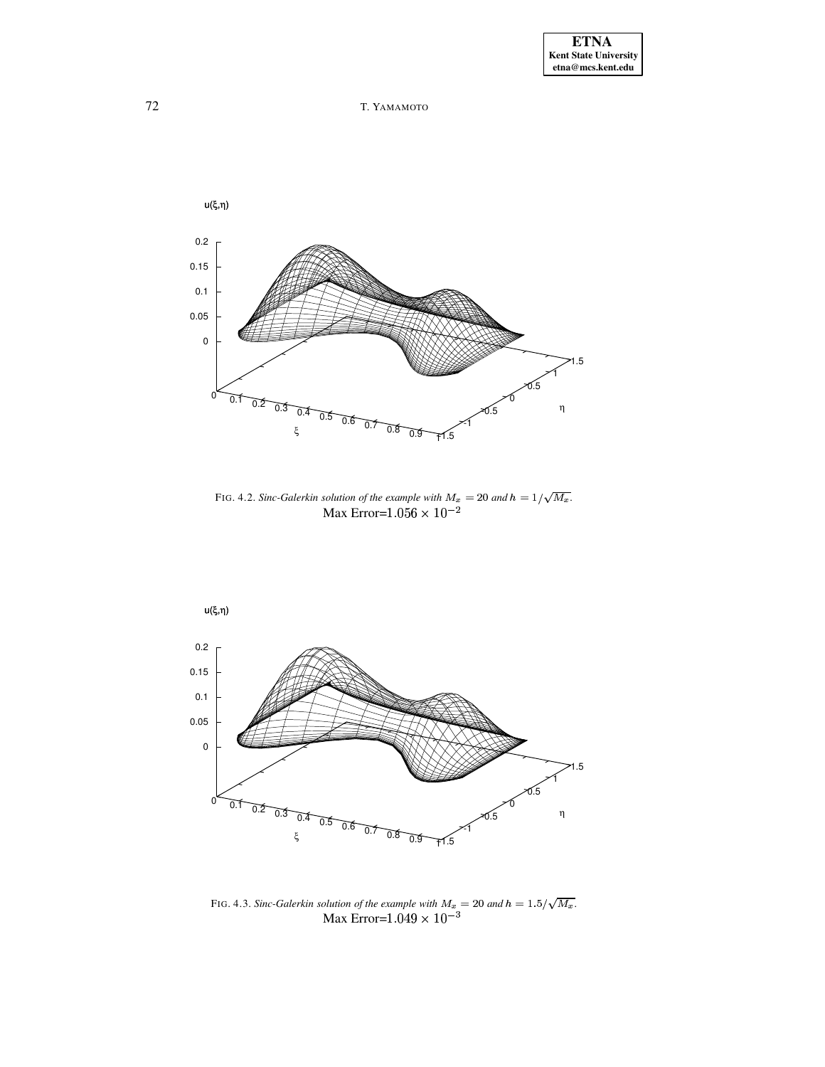FIG. 4.2. *Sinc-Galerkin solution of the example with $M_x = 20$ and $h = 1/\sqrt{M_x}$.*
Max Error=$1.056 \times 10^{-2}$

FIG. 4.3. *Sinc-Galerkin solution of the example with $M_x = 20$ and $h = 1.5/\sqrt{M_x}$.*
Max Error=$1.049 \times 10^{-3}$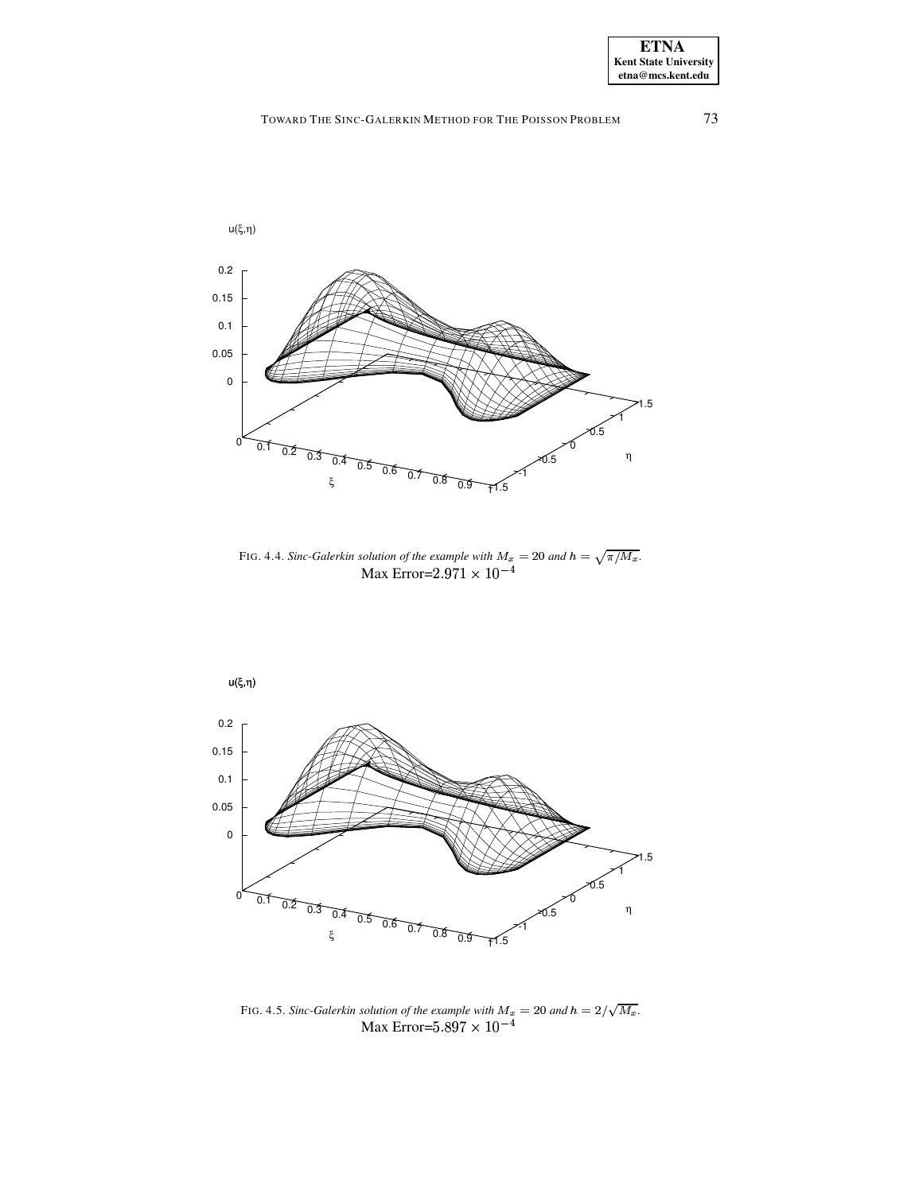FIG. 4.4. *Sinc-Galerkin solution of the example with $M_x = 20$ and $h = \sqrt{\pi/M_x}$.*
Max Error=$2.971 \times 10^{-4}$

FIG. 4.5. *Sinc-Galerkin solution of the example with $M_x = 20$ and $h = 2/\sqrt{M_x}$.*
Max Error=$5.897 \times 10^{-4}$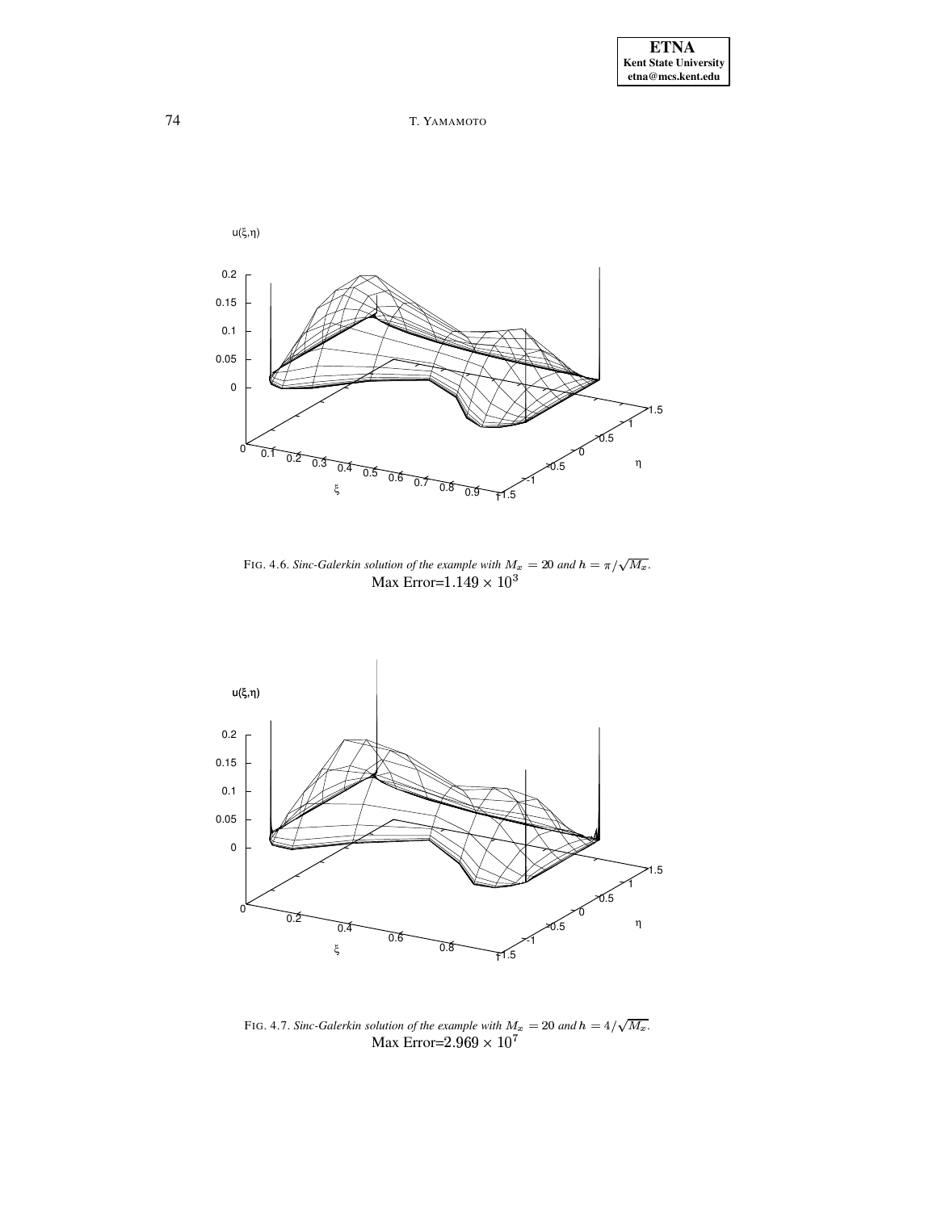FIG. 4.6. *Sinc-Galerkin solution of the example with $M_x = 20$ and $h = \pi/\sqrt{M_x}$.*
Max Error=$1.149 \times 10^3$

FIG. 4.7. *Sinc-Galerkin solution of the example with $M_x = 20$ and $h = 4/\sqrt{M_x}$.*
Max Error=$2.969 \times 10^7$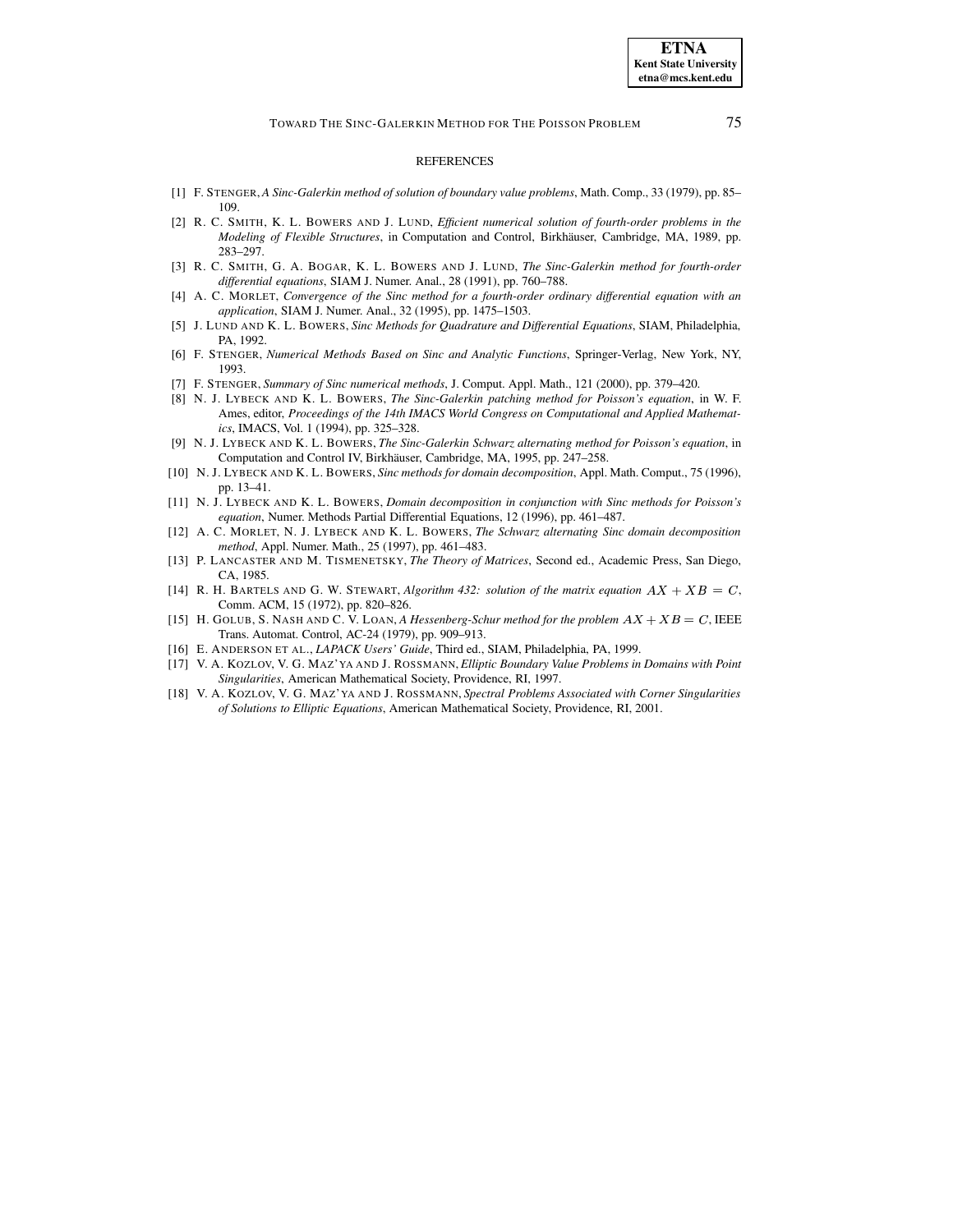## REFERENCES

[1] F. STENGER, *A Sinc-Galerkin method of solution of boundary value problems*, Math. Comp., 33 (1979), pp. 85–109.

[2] R. C. SMITH, K. L. BOWERS AND J. LUND, *Efficient numerical solution of fourth-order problems in the Modeling of Flexible Structures*, in Computation and Control, Birkhäuser, Cambridge, MA, 1989, pp. 283–297.

[3] R. C. SMITH, G. A. BOGAR, K. L. BOWERS AND J. LUND, *The Sinc-Galerkin method for fourth-order differential equations*, SIAM J. Numer. Anal., 28 (1991), pp. 760–788.

[4] A. C. MORLET, *Convergence of the Sinc method for a fourth-order ordinary differential equation with an application*, SIAM J. Numer. Anal., 32 (1995), pp. 1475–1503.

[5] J. LUND AND K. L. BOWERS, *Sinc Methods for Quadrature and Differential Equations*, SIAM, Philadelphia, PA, 1992.

[6] F. STENGER, *Numerical Methods Based on Sinc and Analytic Functions*, Springer-Verlag, New York, NY, 1993.

[7] F. STENGER, *Summary of Sinc numerical methods*, J. Comput. Appl. Math., 121 (2000), pp. 379–420.

[8] N. J. LYBECK AND K. L. BOWERS, *The Sinc-Galerkin patching method for Poisson's equation*, in W. F. Ames, editor, *Proceedings of the 14th IMACS World Congress on Computational and Applied Mathematics*, IMACS, Vol. 1 (1994), pp. 325–328.

[9] N. J. LYBECK AND K. L. BOWERS, *The Sinc-Galerkin Schwarz alternating method for Poisson's equation*, in Computation and Control IV, Birkhäuser, Cambridge, MA, 1995, pp. 247–258.

[10] N. J. LYBECK AND K. L. BOWERS, *Sinc methods for domain decomposition*, Appl. Math. Comput., 75 (1996), pp. 13–41.

[11] N. J. LYBECK AND K. L. BOWERS, *Domain decomposition in conjunction with Sinc methods for Poisson's equation*, Numer. Methods Partial Differential Equations, 12 (1996), pp. 461–487.

[12] A. C. MORLET, N. J. LYBECK AND K. L. BOWERS, *The Schwarz alternating Sinc domain decomposition method*, Appl. Numer. Math., 25 (1997), pp. 461–483.

[13] P. LANCASTER AND M. TISMENETSKY, *The Theory of Matrices*, Second ed., Academic Press, San Diego, CA, 1985.

[14] R. H. BARTELS AND G. W. STEWART, *Algorithm 432: solution of the matrix equation $AX + XB = C$*, Comm. ACM, 15 (1972), pp. 820–826.

[15] H. GOLUB, S. NASH AND C. V. LOAN, *A Hessenberg-Schur method for the problem $AX + XB = C$*, IEEE Trans. Automat. Control, AC-24 (1979), pp. 909–913.

[16] E. ANDERSON ET AL., *LAPACK Users' Guide*, Third ed., SIAM, Philadelphia, PA, 1999.

[17] V. A. KOZLOV, V. G. MAZ'YA AND J. ROSSMANN, *Elliptic Boundary Value Problems in Domains with Point Singularities*, American Mathematical Society, Providence, RI, 1997.

[18] V. A. KOZLOV, V. G. MAZ'YA AND J. ROSSMANN, *Spectral Problems Associated with Corner Singularities of Solutions to Elliptic Equations*, American Mathematical Society, Providence, RI, 2001.